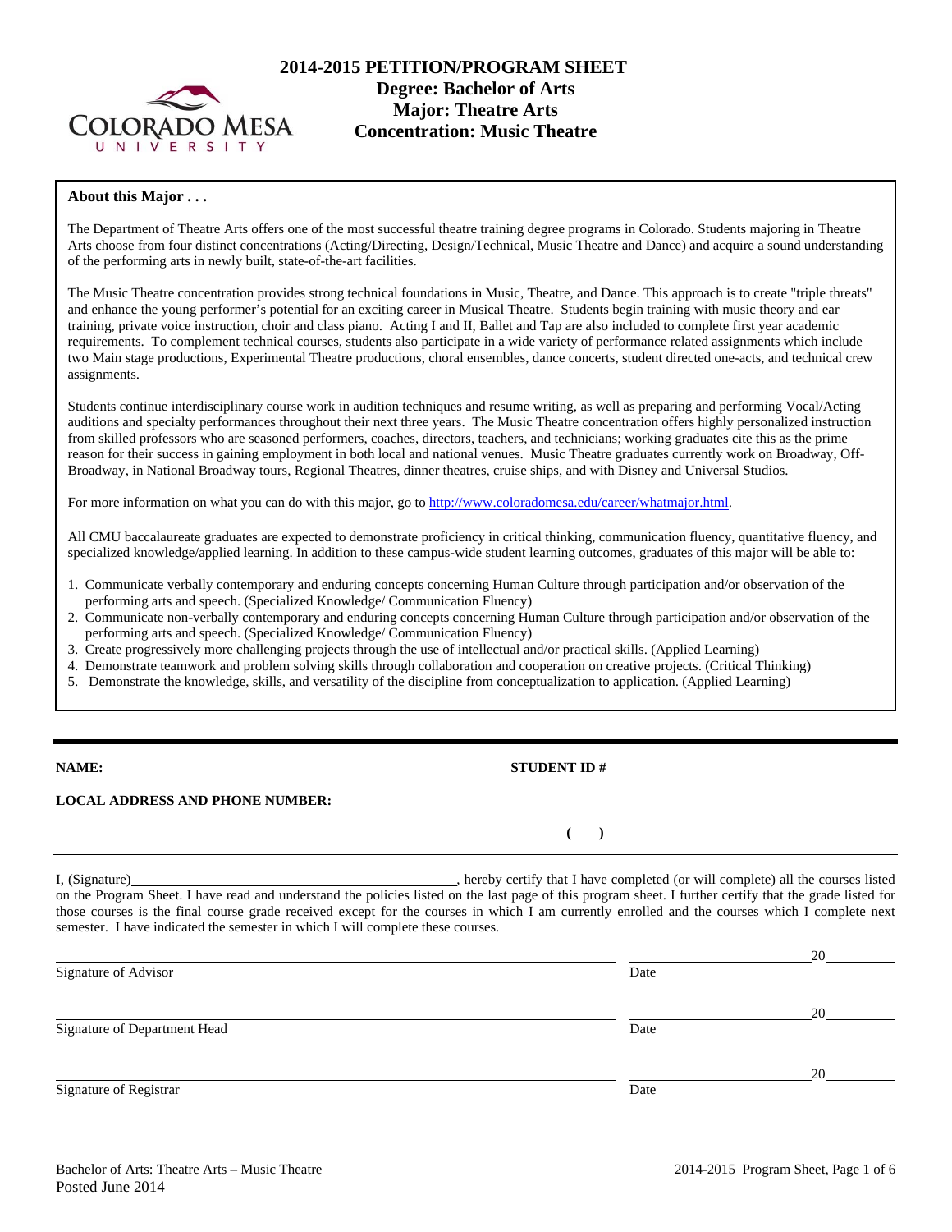# 2014-2015 PETITION/PROGRAM SHEET
## Degree: Bachelor of Arts
## Major: Theatre Arts
## Concentration: Music Theatre

**About this Major . . .**

The Department of Theatre Arts offers one of the most successful theatre training degree programs in Colorado. Students majoring in Theatre Arts choose from four distinct concentrations (Acting/Directing, Design/Technical, Music Theatre and Dance) and acquire a sound understanding of the performing arts in newly built, state-of-the-art facilities.

The Music Theatre concentration provides strong technical foundations in Music, Theatre, and Dance. This approach is to create "triple threats" and enhance the young performer's potential for an exciting career in Musical Theatre. Students begin training with music theory and ear training, private voice instruction, choir and class piano. Acting I and II, Ballet and Tap are also included to complete first year academic requirements. To complement technical courses, students also participate in a wide variety of performance related assignments which include two Main stage productions, Experimental Theatre productions, choral ensembles, dance concerts, student directed one-acts, and technical crew assignments.

Students continue interdisciplinary course work in audition techniques and resume writing, as well as preparing and performing Vocal/Acting auditions and specialty performances throughout their next three years. The Music Theatre concentration offers highly personalized instruction from skilled professors who are seasoned performers, coaches, directors, teachers, and technicians; working graduates cite this as the prime reason for their success in gaining employment in both local and national venues. Music Theatre graduates currently work on Broadway, Off-Broadway, in National Broadway tours, Regional Theatres, dinner theatres, cruise ships, and with Disney and Universal Studios.

For more information on what you can do with this major, go to http://www.coloradomesa.edu/career/whatmajor.html.

All CMU baccalaureate graduates are expected to demonstrate proficiency in critical thinking, communication fluency, quantitative fluency, and specialized knowledge/applied learning. In addition to these campus-wide student learning outcomes, graduates of this major will be able to:

1. Communicate verbally contemporary and enduring concepts concerning Human Culture through participation and/or observation of the performing arts and speech. (Specialized Knowledge/ Communication Fluency)
2. Communicate non-verbally contemporary and enduring concepts concerning Human Culture through participation and/or observation of the performing arts and speech. (Specialized Knowledge/ Communication Fluency)
3. Create progressively more challenging projects through the use of intellectual and/or practical skills. (Applied Learning)
4. Demonstrate teamwork and problem solving skills through collaboration and cooperation on creative projects. (Critical Thinking)
5. Demonstrate the knowledge, skills, and versatility of the discipline from conceptualization to application. (Applied Learning)

---

**NAME:** ______________________________ **STUDENT ID #** ______________________________

**LOCAL ADDRESS AND PHONE NUMBER:** ______________________________

______________________________ **( )** ______________________________

I, (Signature)______________________________, hereby certify that I have completed (or will complete) all the courses listed on the Program Sheet. I have read and understand the policies listed on the last page of this program sheet. I further certify that the grade listed for those courses is the final course grade received except for the courses in which I am currently enrolled and the courses which I complete next semester. I have indicated the semester in which I will complete these courses.

______________________________ ______________20______
Signature of Advisor Date

______________________________ ______________20______
Signature of Department Head Date

______________________________ ______________20______
Signature of Registrar Date

Posted June 2014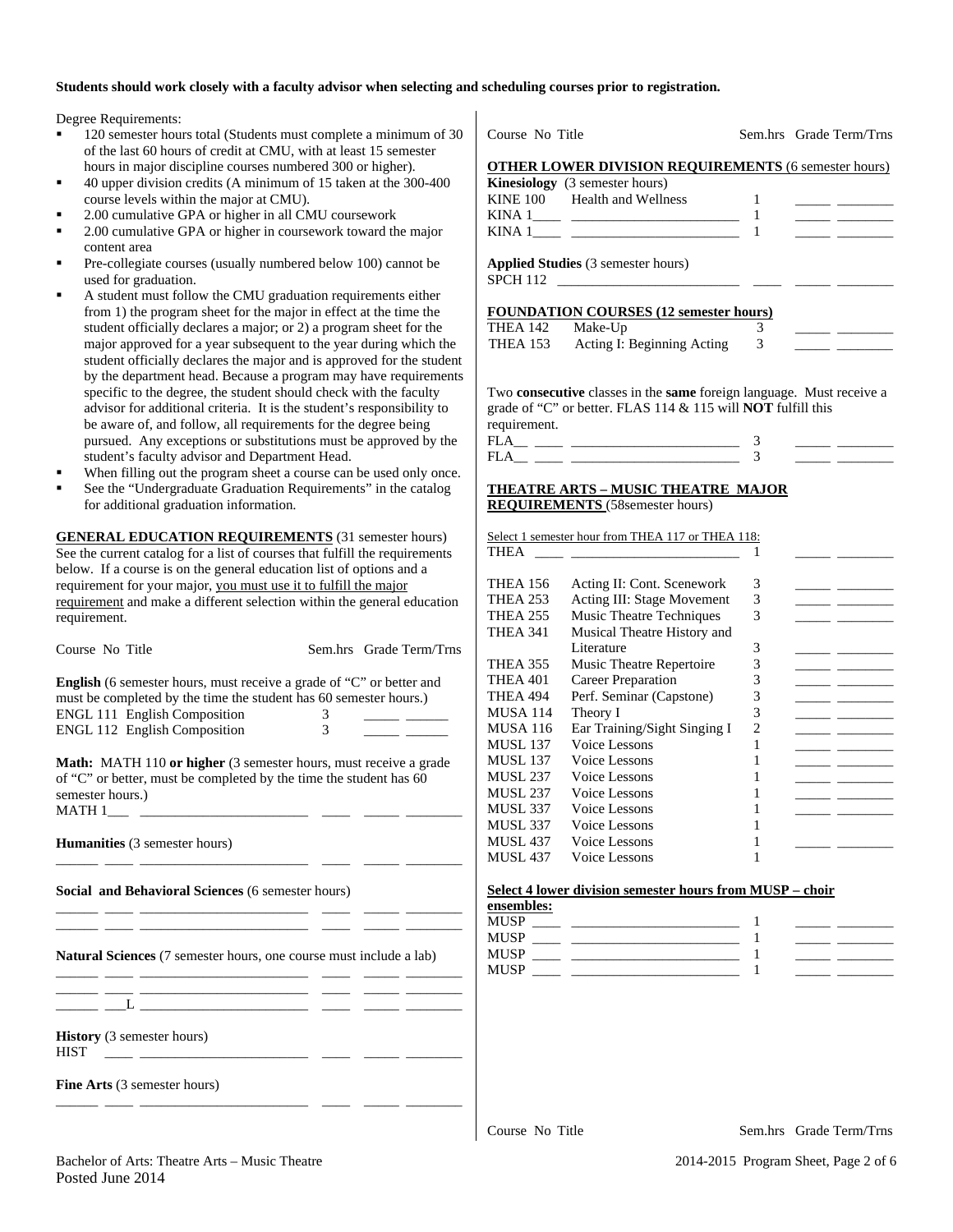**Students should work closely with a faculty advisor when selecting and scheduling courses prior to registration.**

Degree Requirements:

- 120 semester hours total (Students must complete a minimum of 30 of the last 60 hours of credit at CMU, with at least 15 semester hours in major discipline courses numbered 300 or higher).
- 40 upper division credits (A minimum of 15 taken at the 300-400 course levels within the major at CMU).
- 2.00 cumulative GPA or higher in all CMU coursework
- 2.00 cumulative GPA or higher in coursework toward the major content area
- Pre-collegiate courses (usually numbered below 100) cannot be used for graduation.
- A student must follow the CMU graduation requirements either from 1) the program sheet for the major in effect at the time the student officially declares a major; or 2) a program sheet for the major approved for a year subsequent to the year during which the student officially declares the major and is approved for the student by the department head. Because a program may have requirements specific to the degree, the student should check with the faculty advisor for additional criteria. It is the student's responsibility to be aware of, and follow, all requirements for the degree being pursued. Any exceptions or substitutions must be approved by the student's faculty advisor and Department Head.
- When filling out the program sheet a course can be used only once.
- See the "Undergraduate Graduation Requirements" in the catalog for additional graduation information.

**GENERAL EDUCATION REQUIREMENTS** (31 semester hours) See the current catalog for a list of courses that fulfill the requirements below. If a course is on the general education list of options and a requirement for your major, you must use it to fulfill the major requirement and make a different selection within the general education requirement.

| Course No | Title | Sem.hrs | Grade | Term/Trns |
|---|---|---|---|---|
| **English** (6 semester hours, must receive a grade of "C" or better and must be completed by the time the student has 60 semester hours.) | | | | |
| ENGL 111 | English Composition | 3 | | |
| ENGL 112 | English Composition | 3 | | |
| **Math:** MATH 110 **or higher** (3 semester hours, must receive a grade of "C" or better, must be completed by the time the student has 60 semester hours.) | | | | |
| MATH 1___ | | | | |
| **Humanities** (3 semester hours) | | | | |
| | | | | |
| **Social and Behavioral Sciences** (6 semester hours) | | | | |
| | | | | |
| | | | | |
| **Natural Sciences** (7 semester hours, one course must include a lab) | | | | |
| | | | | |
| | | | | |
| ___L | | | | |
| **History** (3 semester hours) | | | | |
| HIST | | | | |
| **Fine Arts** (3 semester hours) | | | | |
| | | | | |

| Course No | Title | Sem.hrs | Grade | Term/Trns |
|---|---|---|---|---|
| **OTHER LOWER DIVISION REQUIREMENTS** (6 semester hours) | | | | |
| **Kinesiology** (3 semester hours) | | | | |
| KINE 100 | Health and Wellness | 1 | | |
| KINA 1____ | | 1 | | |
| KINA 1____ | | 1 | | |
| **Applied Studies** (3 semester hours) | | | | |
| SPCH 112 | | | | |
| **FOUNDATION COURSES (12 semester hours)** | | | | |
| THEA 142 | Make-Up | 3 | | |
| THEA 153 | Acting I: Beginning Acting | 3 | | |
| Two **consecutive** classes in the **same** foreign language. Must receive a grade of "C" or better. FLAS 114 & 115 will **NOT** fulfill this requirement. | | | | |
| FLA__ ____ | | 3 | | |
| FLA__ ____ | | 3 | | |

**THEATRE ARTS – MUSIC THEATRE MAJOR REQUIREMENTS** (58semester hours)

| Course No | Title | Sem.hrs | Grade | Term/Trns |
|---|---|---|---|---|
| Select 1 semester hour from THEA 117 or THEA 118: | | | | |
| THEA ____ | | 1 | | |
| THEA 156 | Acting II: Cont. Scenework | 3 | | |
| THEA 253 | Acting III: Stage Movement | 3 | | |
| THEA 255 | Music Theatre Techniques | 3 | | |
| THEA 341 | Musical Theatre History and Literature | 3 | | |
| THEA 355 | Music Theatre Repertoire | 3 | | |
| THEA 401 | Career Preparation | 3 | | |
| THEA 494 | Perf. Seminar (Capstone) | 3 | | |
| MUSA 114 | Theory I | 3 | | |
| MUSA 116 | Ear Training/Sight Singing I | 2 | | |
| MUSL 137 | Voice Lessons | 1 | | |
| MUSL 137 | Voice Lessons | 1 | | |
| MUSL 237 | Voice Lessons | 1 | | |
| MUSL 237 | Voice Lessons | 1 | | |
| MUSL 337 | Voice Lessons | 1 | | |
| MUSL 337 | Voice Lessons | 1 | | |
| MUSL 437 | Voice Lessons | 1 | | |
| MUSL 437 | Voice Lessons | 1 | | |

**Select 4 lower division semester hours from MUSP – choir ensembles:**

| Course No | Title | Sem.hrs | Grade | Term/Trns |
|---|---|---|---|---|
| MUSP ____ | | 1 | | |
| MUSP ____ | | 1 | | |
| MUSP ____ | | 1 | | |
| MUSP ____ | | 1 | | |

Bachelor of Arts: Theatre Arts – Music Theatre
Posted June 2014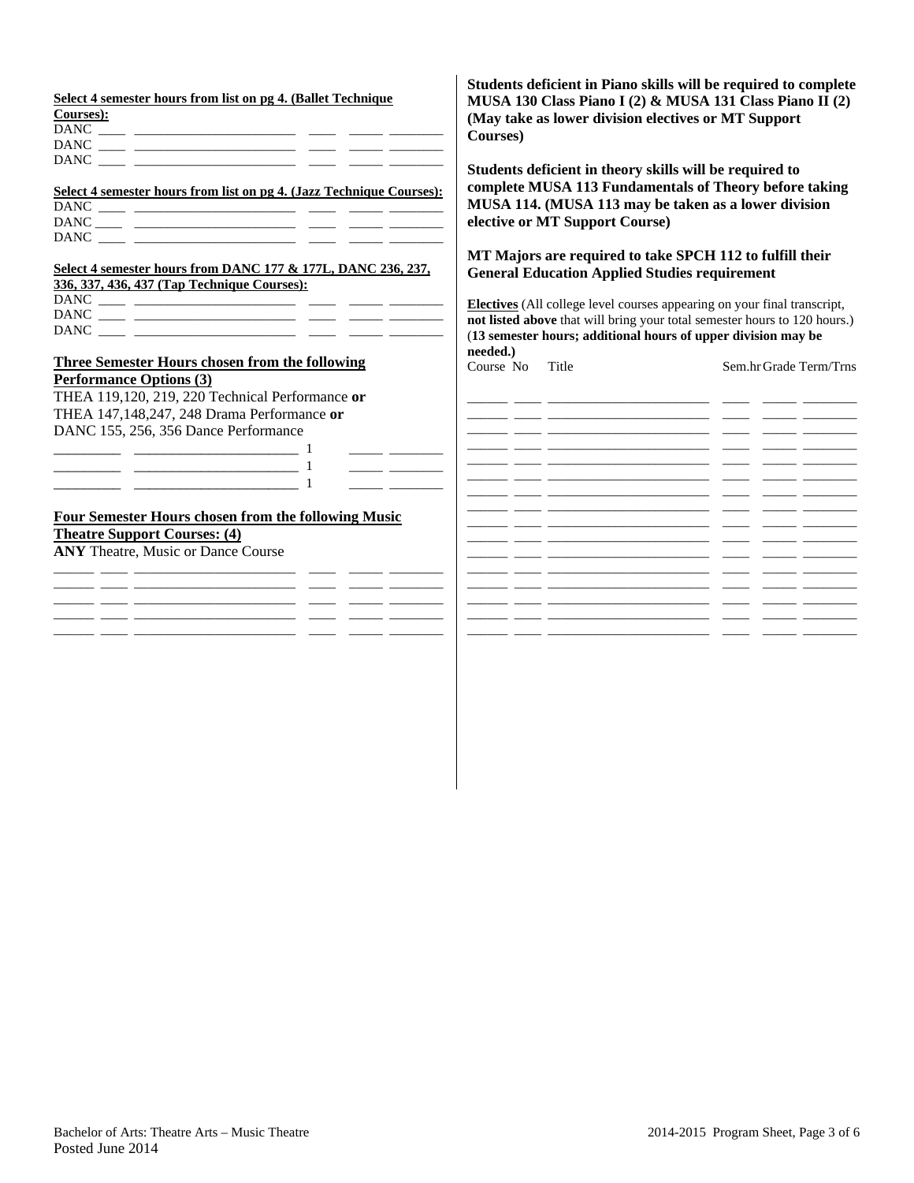**Select 4 semester hours from list on pg 4. (Ballet Technique Courses):**

DANC ____ ______________________ ____ _____ ________
DANC ____ ______________________ ____ _____ ________
DANC ____ ______________________ ____ _____ ________

**Select 4 semester hours from list on pg 4. (Jazz Technique Courses):**

DANC ____ ______________________ ____ _____ ________
DANC ____ ______________________ ____ _____ ________
DANC ____ ______________________ ____ _____ ________

**Select 4 semester hours from DANC 177 & 177L, DANC 236, 237, 336, 337, 436, 437 (Tap Technique Courses):**

DANC ____ ______________________ ____ _____ ________
DANC ____ ______________________ ____ _____ ________
DANC ____ ______________________ ____ _____ ________

**Three Semester Hours chosen from the following Performance Options (3)**

THEA 119,120, 219, 220 Technical Performance **or**
THEA 147,148,247, 248 Drama Performance **or**
DANC 155, 256, 356 Dance Performance

_________ ______________________ 1 _____ ________
_________ ______________________ 1 _____ ________
_________ ______________________ 1 _____ ________

**Four Semester Hours chosen from the following Music Theatre Support Courses: (4)**

**ANY** Theatre, Music or Dance Course

_____ ____ ______________________ ____ _____ ________
_____ ____ ______________________ ____ _____ ________
_____ ____ ______________________ ____ _____ ________
_____ ____ ______________________ ____ _____ ________
_____ ____ ______________________ ____ _____ ________

**Students deficient in Piano skills will be required to complete MUSA 130 Class Piano I (2) & MUSA 131 Class Piano II (2) (May take as lower division electives or MT Support Courses)**

**Students deficient in theory skills will be required to complete MUSA 113 Fundamentals of Theory before taking MUSA 114. (MUSA 113 may be taken as a lower division elective or MT Support Course)**

**MT Majors are required to take SPCH 112 to fulfill their General Education Applied Studies requirement**

**Electives** (All college level courses appearing on your final transcript, **not listed above** that will bring your total semester hours to 120 hours.) (**13 semester hours; additional hours of upper division may be needed.**)

Course No Title Sem.hr Grade Term/Trns

_____ ____ ______________________ ____ _____ ________
_____ ____ ______________________ ____ _____ ________
_____ ____ ______________________ ____ _____ ________
_____ ____ ______________________ ____ _____ ________
_____ ____ ______________________ ____ _____ ________
_____ ____ ______________________ ____ _____ ________
_____ ____ ______________________ ____ _____ ________
_____ ____ ______________________ ____ _____ ________
_____ ____ ______________________ ____ _____ ________
_____ ____ ______________________ ____ _____ ________
_____ ____ ______________________ ____ _____ ________
_____ ____ ______________________ ____ _____ ________
_____ ____ ______________________ ____ _____ ________
_____ ____ ______________________ ____ _____ ________
_____ ____ ______________________ ____ _____ ________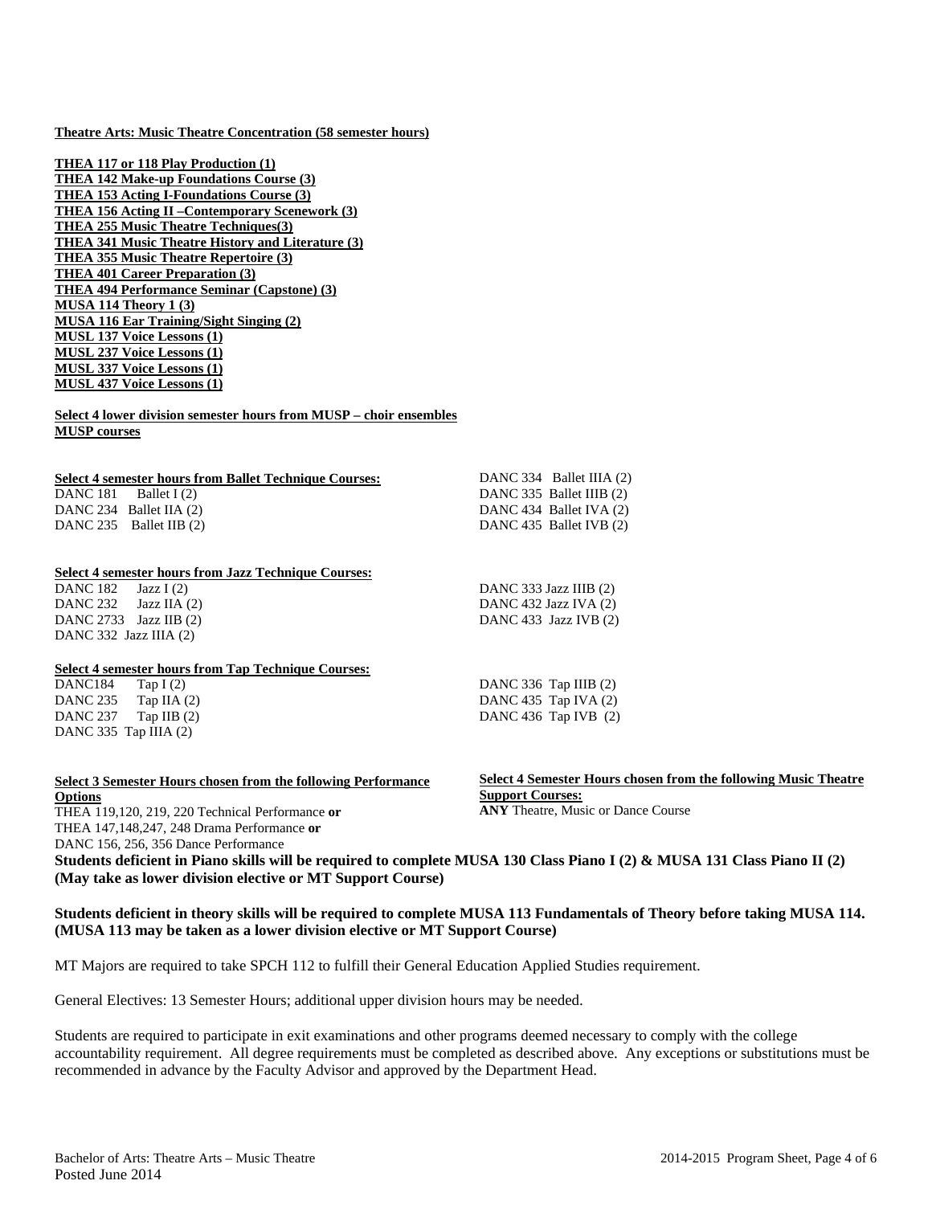**Theatre Arts: Music Theatre Concentration (58 semester hours)**

**THEA 117 or 118 Play Production (1)**
**THEA 142 Make-up Foundations Course (3)**
**THEA 153 Acting I-Foundations Course (3)**
**THEA 156 Acting II –Contemporary Scenework (3)**
**THEA 255 Music Theatre Techniques(3)**
**THEA 341 Music Theatre History and Literature (3)**
**THEA 355 Music Theatre Repertoire (3)**
**THEA 401 Career Preparation (3)**
**THEA 494 Performance Seminar (Capstone) (3)**
**MUSA 114 Theory 1 (3)**
**MUSA 116 Ear Training/Sight Singing (2)**
**MUSL 137 Voice Lessons (1)**
**MUSL 237 Voice Lessons (1)**
**MUSL 337 Voice Lessons (1)**
**MUSL 437 Voice Lessons (1)**

**Select 4 lower division semester hours from MUSP – choir ensembles**
**MUSP courses**

**Select 4 semester hours from Ballet Technique Courses:**

DANC 181 Ballet I (2)
DANC 234 Ballet IIA (2)
DANC 235 Ballet IIB (2)
DANC 334 Ballet IIIA (2)
DANC 335 Ballet IIIB (2)
DANC 434 Ballet IVA (2)
DANC 435 Ballet IVB (2)

**Select 4 semester hours from Jazz Technique Courses:**

DANC 182 Jazz I (2)
DANC 232 Jazz IIA (2)
DANC 2733 Jazz IIB (2)
DANC 332 Jazz IIIA (2)
DANC 333 Jazz IIIB (2)
DANC 432 Jazz IVA (2)
DANC 433 Jazz IVB (2)

**Select 4 semester hours from Tap Technique Courses:**

DANC184 Tap I (2)
DANC 235 Tap IIA (2)
DANC 237 Tap IIB (2)
DANC 335 Tap IIIA (2)
DANC 336 Tap IIIB (2)
DANC 435 Tap IVA (2)
DANC 436 Tap IVB (2)

**Select 3 Semester Hours chosen from the following Performance Options**

THEA 119,120, 219, 220 Technical Performance **or**
THEA 147,148,247, 248 Drama Performance **or**
DANC 156, 256, 356 Dance Performance

**Select 4 Semester Hours chosen from the following Music Theatre Support Courses:**

**ANY** Theatre, Music or Dance Course

**Students deficient in Piano skills will be required to complete MUSA 130 Class Piano I (2) & MUSA 131 Class Piano II (2) (May take as lower division elective or MT Support Course)**

**Students deficient in theory skills will be required to complete MUSA 113 Fundamentals of Theory before taking MUSA 114. (MUSA 113 may be taken as a lower division elective or MT Support Course)**

MT Majors are required to take SPCH 112 to fulfill their General Education Applied Studies requirement.

General Electives: 13 Semester Hours; additional upper division hours may be needed.

Students are required to participate in exit examinations and other programs deemed necessary to comply with the college accountability requirement. All degree requirements must be completed as described above. Any exceptions or substitutions must be recommended in advance by the Faculty Advisor and approved by the Department Head.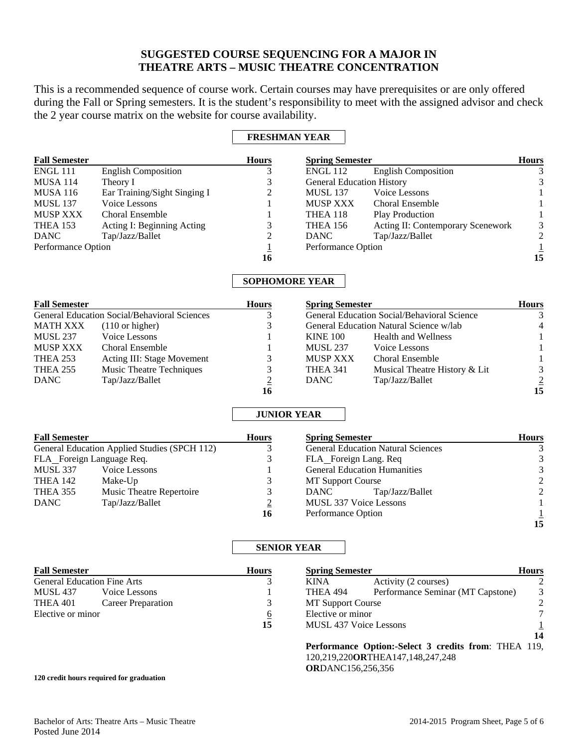# SUGGESTED COURSE SEQUENCING FOR A MAJOR IN THEATRE ARTS – MUSIC THEATRE CONCENTRATION

This is a recommended sequence of course work. Certain courses may have prerequisites or are only offered during the Fall or Spring semesters. It is the student's responsibility to meet with the assigned advisor and check the 2 year course matrix on the website for course availability.

## FRESHMAN YEAR

| Fall Semester | | Hours |
|---|---|---|
| ENGL 111 | English Composition | 3 |
| MUSA 114 | Theory I | 3 |
| MUSA 116 | Ear Training/Sight Singing I | 2 |
| MUSL 137 | Voice Lessons | 1 |
| MUSP XXX | Choral Ensemble | 1 |
| THEA 153 | Acting I: Beginning Acting | 3 |
| DANC | Tap/Jazz/Ballet | 2 |
| Performance Option | | 1 |
| | | **16** |

| Spring Semester | | Hours |
|---|---|---|
| ENGL 112 | English Composition | 3 |
| General Education History | | 3 |
| MUSL 137 | Voice Lessons | 1 |
| MUSP XXX | Choral Ensemble | 1 |
| THEA 118 | Play Production | 1 |
| THEA 156 | Acting II: Contemporary Scenework | 3 |
| DANC | Tap/Jazz/Ballet | 2 |
| Performance Option | | 1 |
| | | **15** |

## SOPHOMORE YEAR

| Fall Semester | | Hours |
|---|---|---|
| General Education Social/Behavioral Sciences | | 3 |
| MATH XXX | (110 or higher) | 3 |
| MUSL 237 | Voice Lessons | 1 |
| MUSP XXX | Choral Ensemble | 1 |
| THEA 253 | Acting III: Stage Movement | 3 |
| THEA 255 | Music Theatre Techniques | 3 |
| DANC | Tap/Jazz/Ballet | 2 |
| | | **16** |

| Spring Semester | | Hours |
|---|---|---|
| General Education Social/Behavioral Science | | 3 |
| General Education Natural Science w/lab | | 4 |
| KINE 100 | Health and Wellness | 1 |
| MUSL 237 | Voice Lessons | 1 |
| MUSP XXX | Choral Ensemble | 1 |
| THEA 341 | Musical Theatre History & Lit | 3 |
| DANC | Tap/Jazz/Ballet | 2 |
| | | **15** |

## JUNIOR YEAR

| Fall Semester | | Hours |
|---|---|---|
| General Education Applied Studies (SPCH 112) | | 3 |
| FLA_Foreign Language Req. | | 3 |
| MUSL 337 | Voice Lessons | 1 |
| THEA 142 | Make-Up | 3 |
| THEA 355 | Music Theatre Repertoire | 3 |
| DANC | Tap/Jazz/Ballet | 2 |
| | | **16** |

| Spring Semester | | Hours |
|---|---|---|
| General Education Natural Sciences | | 3 |
| FLA_Foreign Lang. Req | | 3 |
| General Education Humanities | | 3 |
| MT Support Course | | 2 |
| DANC | Tap/Jazz/Ballet | 2 |
| MUSL 337 Voice Lessons | | 1 |
| Performance Option | | 1 |
| | | **15** |

## SENIOR YEAR

| Fall Semester | | Hours |
|---|---|---|
| General Education Fine Arts | | 3 |
| MUSL 437 | Voice Lessons | 1 |
| THEA 401 | Career Preparation | 3 |
| Elective or minor | | 6 |
| | | **15** |

| Spring Semester | | Hours |
|---|---|---|
| KINA | Activity (2 courses) | 2 |
| THEA 494 | Performance Seminar (MT Capstone) | 3 |
| MT Support Course | | 2 |
| Elective or minor | | 7 |
| MUSL 437 Voice Lessons | | 1 |
| | | **14** |

**Performance Option:-Select 3 credits from**: THEA 119, 120,219,220**OR**THEA147,148,247,248 **OR**DANC156,256,356

**120 credit hours required for graduation**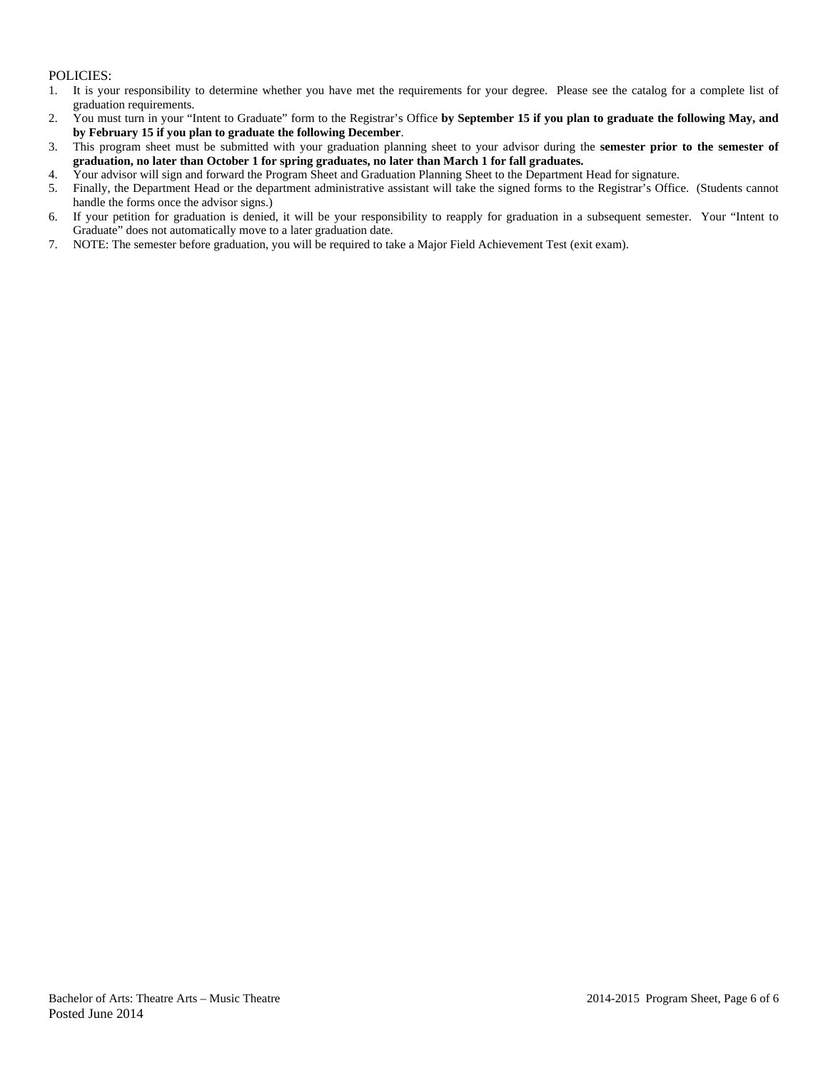POLICIES:

1. It is your responsibility to determine whether you have met the requirements for your degree. Please see the catalog for a complete list of graduation requirements.
2. You must turn in your "Intent to Graduate" form to the Registrar's Office **by September 15 if you plan to graduate the following May, and by February 15 if you plan to graduate the following December**.
3. This program sheet must be submitted with your graduation planning sheet to your advisor during the **semester prior to the semester of graduation, no later than October 1 for spring graduates, no later than March 1 for fall graduates.**
4. Your advisor will sign and forward the Program Sheet and Graduation Planning Sheet to the Department Head for signature.
5. Finally, the Department Head or the department administrative assistant will take the signed forms to the Registrar's Office. (Students cannot handle the forms once the advisor signs.)
6. If your petition for graduation is denied, it will be your responsibility to reapply for graduation in a subsequent semester. Your "Intent to Graduate" does not automatically move to a later graduation date.
7. NOTE: The semester before graduation, you will be required to take a Major Field Achievement Test (exit exam).